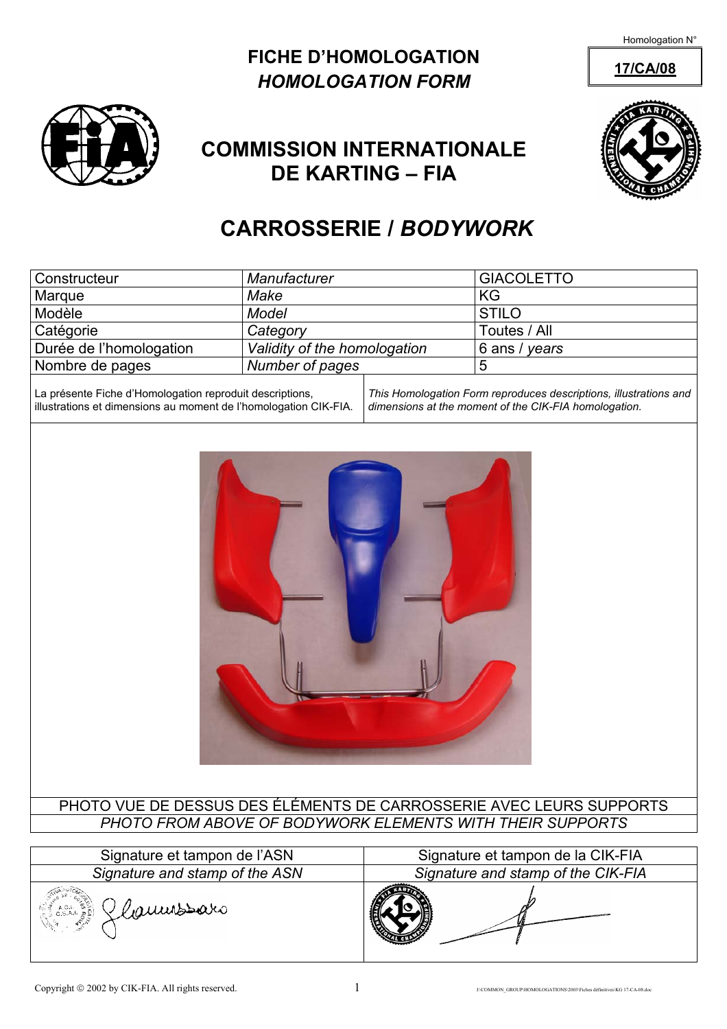Homologation N°

**17/CA/08**

# FICHE D'HOMOLOGATION
# *HOMOLOGATION FORM*

## COMMISSION INTERNATIONALE DE KARTING – FIA

## CARROSSERIE / *BODYWORK*

| Constructeur | *Manufacturer* | GIACOLETTO |
|---|---|---|
| Marque | *Make* | KG |
| Modèle | *Model* | STILO |
| Catégorie | *Category* | Toutes / All |
| Durée de l'homologation | *Validity of the homologation* | 6 ans / *years* |
| Nombre de pages | *Number of pages* | 5 |

La présente Fiche d'Homologation reproduit descriptions, illustrations et dimensions au moment de l'homologation CIK-FIA.

*This Homologation Form reproduces descriptions, illustrations and dimensions at the moment of the CIK-FIA homologation.*

PHOTO VUE DE DESSUS DES ÉLÉMENTS DE CARROSSERIE AVEC LEURS SUPPORTS

*PHOTO FROM ABOVE OF BODYWORK ELEMENTS WITH THEIR SUPPORTS*

| Signature et tampon de l'ASN | Signature et tampon de la CIK-FIA |
|---|---|
| *Signature and stamp of the ASN* | *Signature and stamp of the CIK-FIA* |

Copyright © 2002 by CIK-FIA. All rights reserved.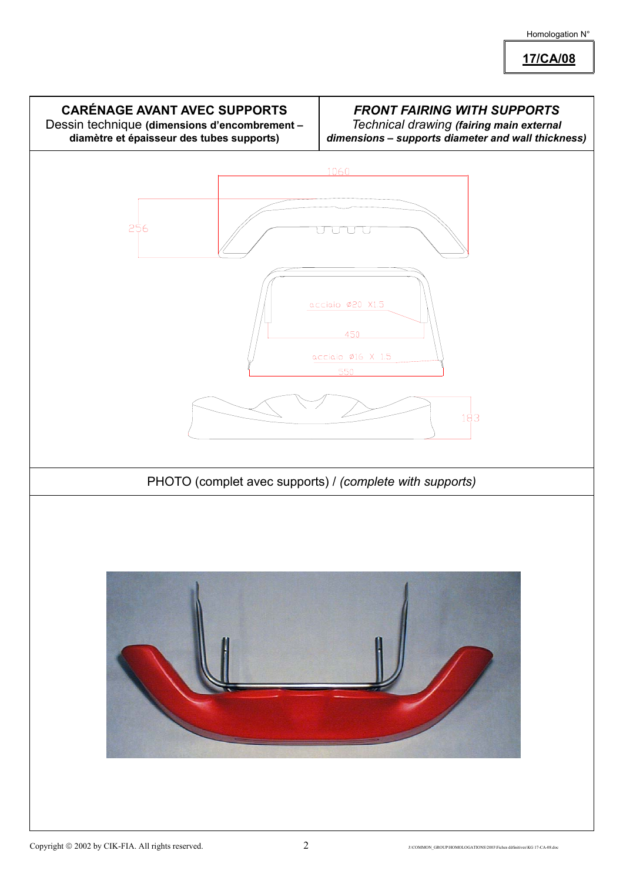Homologation N°

**17/CA/08**

| **CARÉNAGE AVANT AVEC SUPPORTS** Dessin technique **(dimensions d'encombrement – diamètre et épaisseur des tubes supports)** | ***FRONT FAIRING WITH SUPPORTS*** *Technical drawing* ***(fairing main external dimensions – supports diameter and wall thickness)*** |
| --- | --- |

1060

256

acciaio ⌀20 X1.5

450

acciaio ⌀16 X 1.5

550

183

PHOTO (complet avec supports) / *(complete with supports)*

Copyright © 2002 by CIK-FIA. All rights reserved.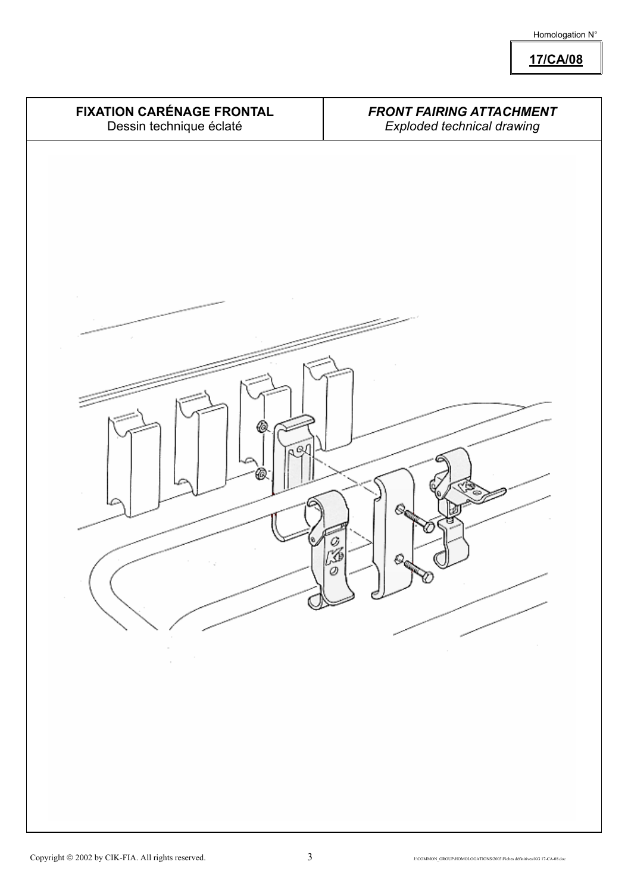Homologation N°

**17/CA/08**

| **FIXATION CARÉNAGE FRONTAL** Dessin technique éclaté | ***FRONT FAIRING ATTACHMENT*** *Exploded technical drawing* |
| --- | --- |

Copyright © 2002 by CIK-FIA. All rights reserved.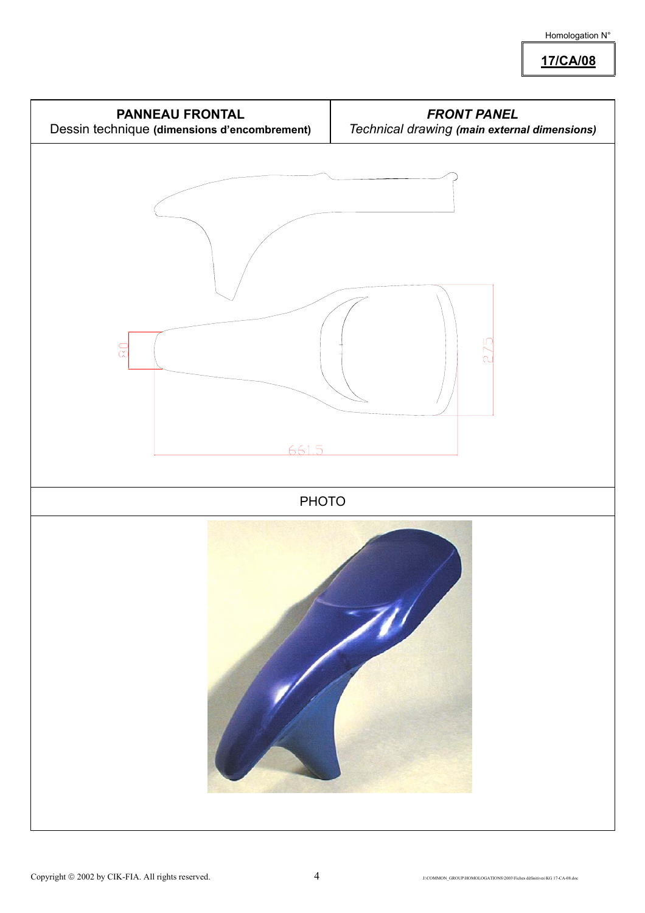Homologation N°

**17/CA/08**

| **PANNEAU FRONTAL**<br>Dessin technique **(dimensions d'encombrement)** | ***FRONT PANEL***<br>*Technical drawing* ***(main external dimensions)*** |
|---|---|

80

275

661.5

PHOTO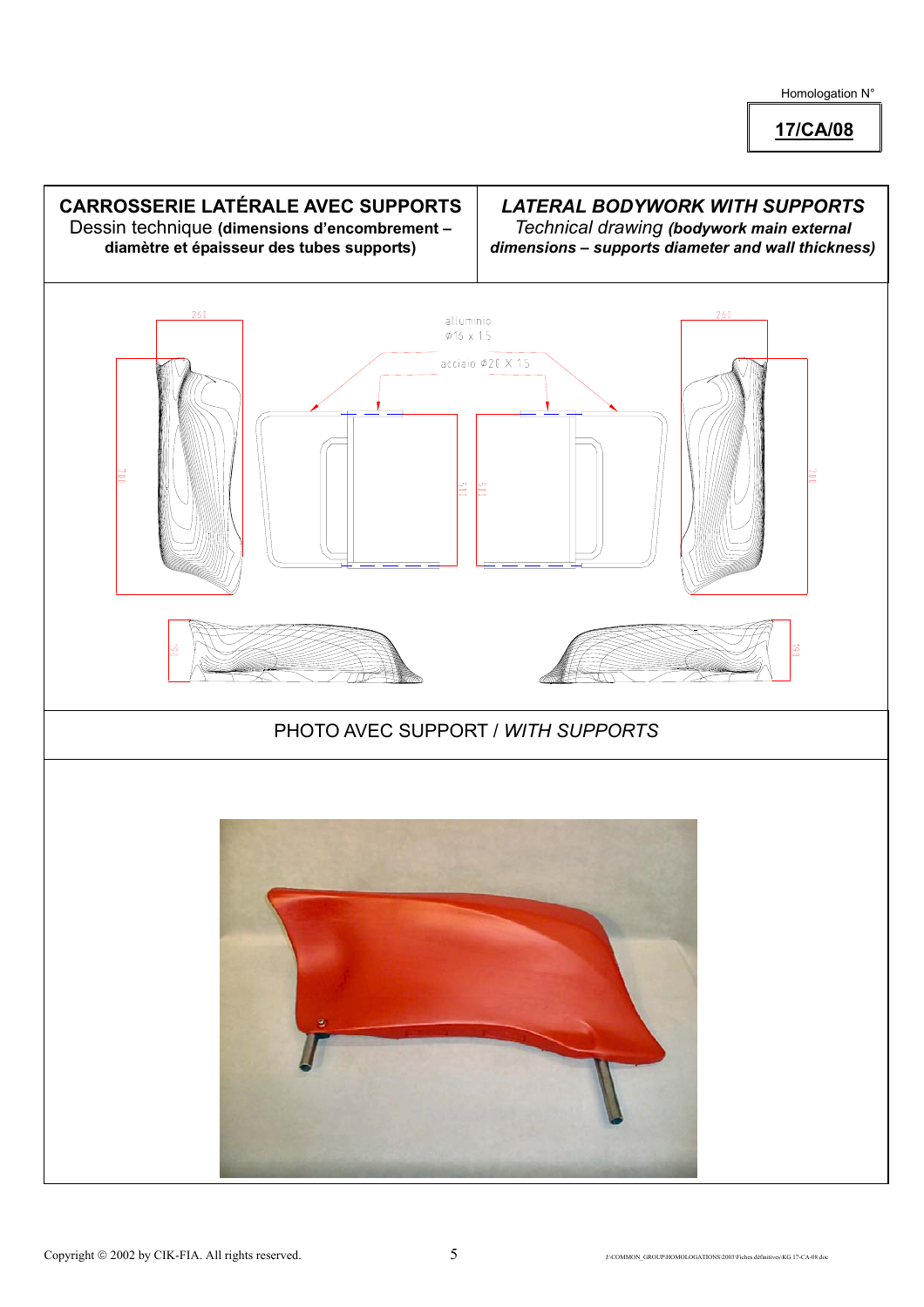Homologation N°

**17/CA/08**

| CARROSSERIE LATÉRALE AVEC SUPPORTS | *LATERAL BODYWORK WITH SUPPORTS* |
|---|---|
| Dessin technique **(dimensions d'encombrement – diamètre et épaisseur des tubes supports)** | *Technical drawing* ***(bodywork main external dimensions – supports diameter and wall thickness)*** |

260

alluminio

Ø16 x 1.5

acciaio Ø20 X 1.5

260

700

511

511

700

190

190

PHOTO AVEC SUPPORT / *WITH SUPPORTS*